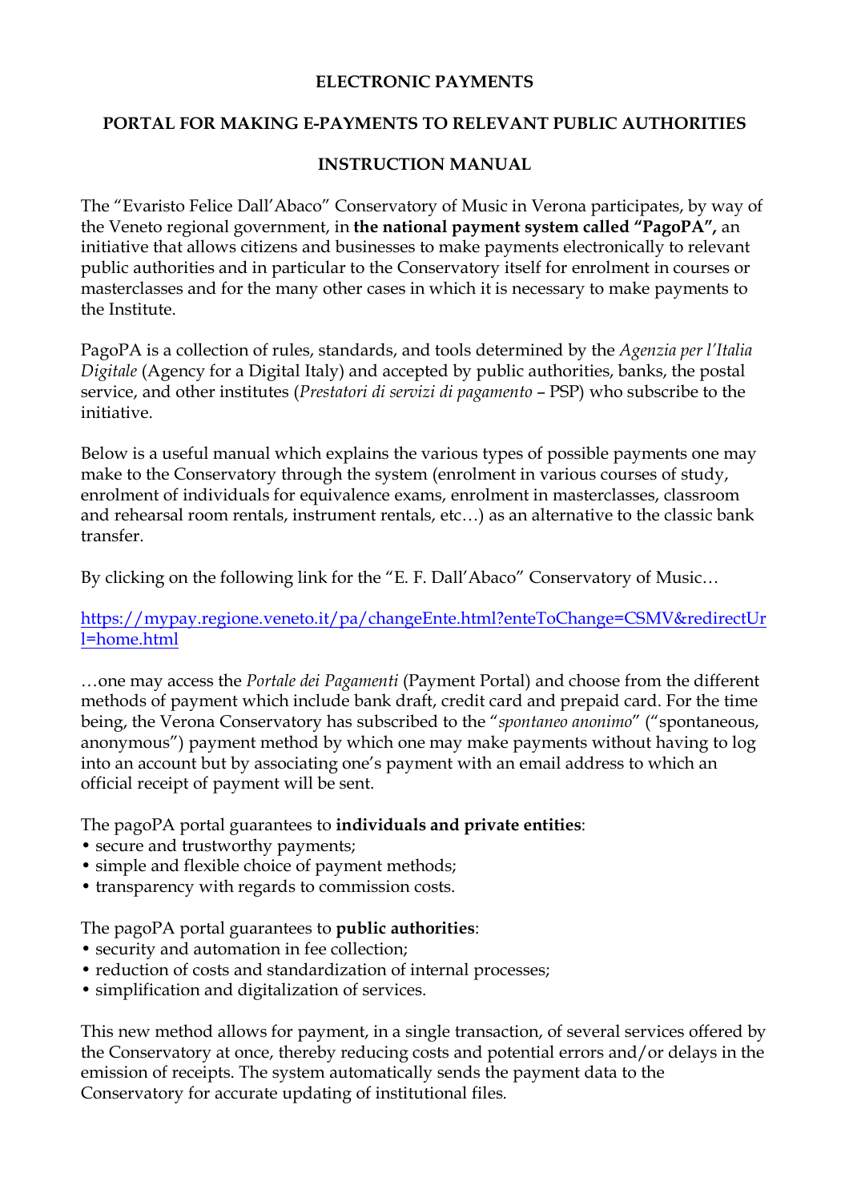# ELECTRONIC PAYMENTS

## PORTAL FOR MAKING E-PAYMENTS TO RELEVANT PUBLIC AUTHORITIES

## INSTRUCTION MANUAL

The "Evaristo Felice Dall'Abaco" Conservatory of Music in Verona participates, by way of the Veneto regional government, in **the national payment system called "PagoPA",** an initiative that allows citizens and businesses to make payments electronically to relevant public authorities and in particular to the Conservatory itself for enrolment in courses or masterclasses and for the many other cases in which it is necessary to make payments to the Institute.

PagoPA is a collection of rules, standards, and tools determined by the *Agenzia per l'Italia Digitale* (Agency for a Digital Italy) and accepted by public authorities, banks, the postal service, and other institutes (*Prestatori di servizi di pagamento* – PSP) who subscribe to the initiative.

Below is a useful manual which explains the various types of possible payments one may make to the Conservatory through the system (enrolment in various courses of study, enrolment of individuals for equivalence exams, enrolment in masterclasses, classroom and rehearsal room rentals, instrument rentals, etc…) as an alternative to the classic bank transfer.

By clicking on the following link for the "E. F. Dall'Abaco" Conservatory of Music…

[https://mypay.regione.veneto.it/pa/changeEnte.html?enteToChange=CSMV&redirectUrl=home.html](https://mypay.regione.veneto.it/pa/changeEnte.html?enteToChange=CSMV&redirectUrl=home.html)

…one may access the *Portale dei Pagamenti* (Payment Portal) and choose from the different methods of payment which include bank draft, credit card and prepaid card. For the time being, the Verona Conservatory has subscribed to the "*spontaneo anonimo*" ("spontaneous, anonymous") payment method by which one may make payments without having to log into an account but by associating one's payment with an email address to which an official receipt of payment will be sent.

The pagoPA portal guarantees to **individuals and private entities**:

- secure and trustworthy payments;
- simple and flexible choice of payment methods;
- transparency with regards to commission costs.

The pagoPA portal guarantees to **public authorities**:

- security and automation in fee collection;
- reduction of costs and standardization of internal processes;
- simplification and digitalization of services.

This new method allows for payment, in a single transaction, of several services offered by the Conservatory at once, thereby reducing costs and potential errors and/or delays in the emission of receipts. The system automatically sends the payment data to the Conservatory for accurate updating of institutional files.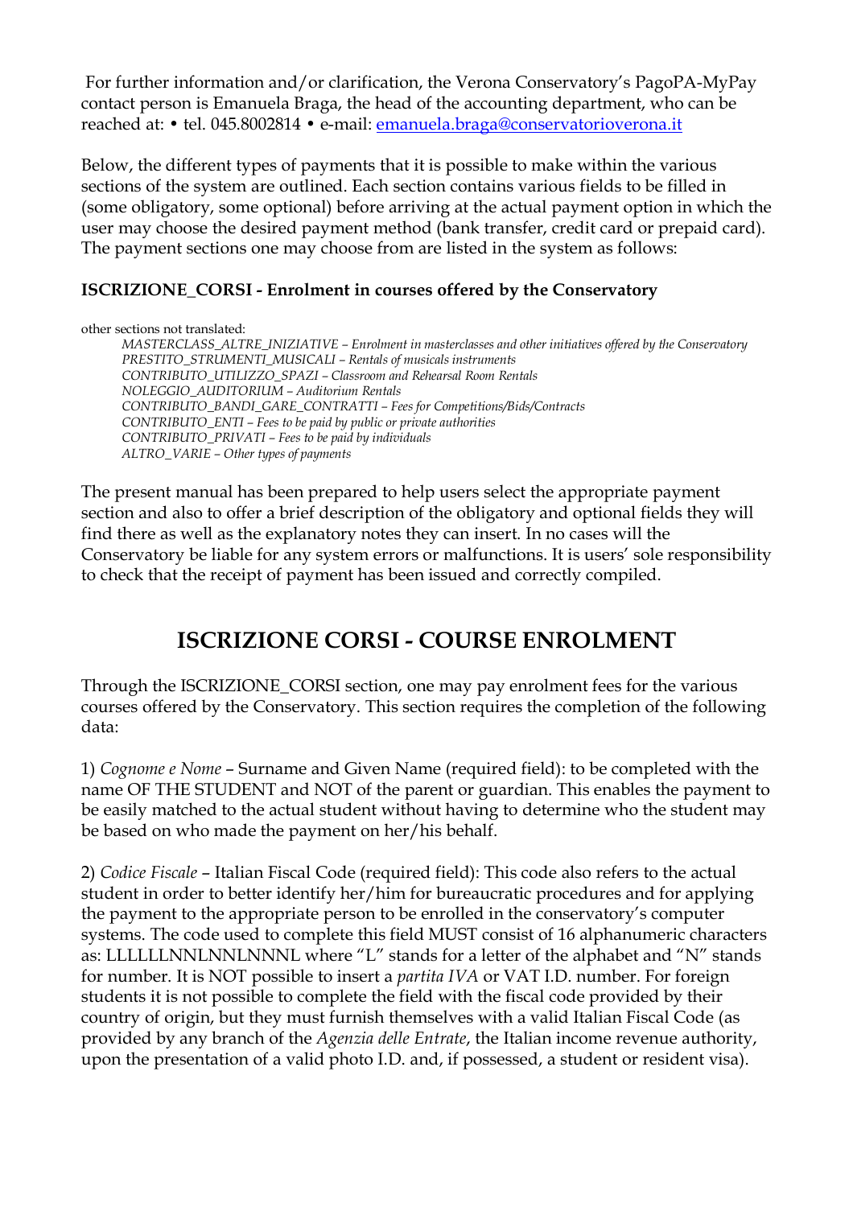For further information and/or clarification, the Verona Conservatory's PagoPA-MyPay contact person is Emanuela Braga, the head of the accounting department, who can be reached at: • tel. 045.8002814 • e-mail: emanuela.braga@conservatorioverona.it

Below, the different types of payments that it is possible to make within the various sections of the system are outlined. Each section contains various fields to be filled in (some obligatory, some optional) before arriving at the actual payment option in which the user may choose the desired payment method (bank transfer, credit card or prepaid card). The payment sections one may choose from are listed in the system as follows:

**ISCRIZIONE_CORSI - Enrolment in courses offered by the Conservatory**

other sections not translated:

> *MASTERCLASS_ALTRE_INIZIATIVE – Enrolment in masterclasses and other initiatives offered by the Conservatory*
> *PRESTITO_STRUMENTI_MUSICALI – Rentals of musicals instruments*
> *CONTRIBUTO_UTILIZZO_SPAZI – Classroom and Rehearsal Room Rentals*
> *NOLEGGIO_AUDITORIUM – Auditorium Rentals*
> *CONTRIBUTO_BANDI_GARE_CONTRATTI – Fees for Competitions/Bids/Contracts*
> *CONTRIBUTO_ENTI – Fees to be paid by public or private authorities*
> *CONTRIBUTO_PRIVATI – Fees to be paid by individuals*
> *ALTRO_VARIE – Other types of payments*

The present manual has been prepared to help users select the appropriate payment section and also to offer a brief description of the obligatory and optional fields they will find there as well as the explanatory notes they can insert. In no cases will the Conservatory be liable for any system errors or malfunctions. It is users' sole responsibility to check that the receipt of payment has been issued and correctly compiled.

## ISCRIZIONE CORSI - COURSE ENROLMENT

Through the ISCRIZIONE_CORSI section, one may pay enrolment fees for the various courses offered by the Conservatory. This section requires the completion of the following data:

1) *Cognome e Nome* – Surname and Given Name (required field): to be completed with the name OF THE STUDENT and NOT of the parent or guardian. This enables the payment to be easily matched to the actual student without having to determine who the student may be based on who made the payment on her/his behalf.

2) *Codice Fiscale* – Italian Fiscal Code (required field): This code also refers to the actual student in order to better identify her/him for bureaucratic procedures and for applying the payment to the appropriate person to be enrolled in the conservatory's computer systems. The code used to complete this field MUST consist of 16 alphanumeric characters as: LLLLLLNNLNNLNNNL where "L" stands for a letter of the alphabet and "N" stands for number. It is NOT possible to insert a *partita IVA* or VAT I.D. number. For foreign students it is not possible to complete the field with the fiscal code provided by their country of origin, but they must furnish themselves with a valid Italian Fiscal Code (as provided by any branch of the *Agenzia delle Entrate*, the Italian income revenue authority, upon the presentation of a valid photo I.D. and, if possessed, a student or resident visa).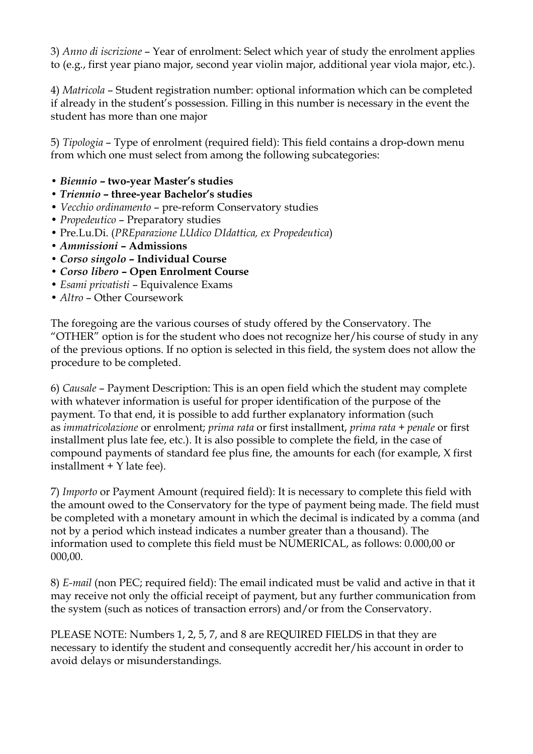3) *Anno di iscrizione* – Year of enrolment: Select which year of study the enrolment applies to (e.g., first year piano major, second year violin major, additional year viola major, etc.).

4) *Matricola* – Student registration number: optional information which can be completed if already in the student's possession. Filling in this number is necessary in the event the student has more than one major

5) *Tipologia* – Type of enrolment (required field): This field contains a drop-down menu from which one must select from among the following subcategories:

- ***Biennio* – two-year Master's studies**
- ***Triennio* – three-year Bachelor's studies**
- *Vecchio ordinamento* – pre-reform Conservatory studies
- *Propedeutico* – Preparatory studies
- Pre.Lu.Di. (*PREparazione LUdico DIdattica, ex Propedeutica*)
- ***Ammissioni* – Admissions**
- ***Corso singolo* – Individual Course**
- ***Corso libero* – Open Enrolment Course**
- *Esami privatisti* – Equivalence Exams
- *Altro* – Other Coursework

The foregoing are the various courses of study offered by the Conservatory. The "OTHER" option is for the student who does not recognize her/his course of study in any of the previous options. If no option is selected in this field, the system does not allow the procedure to be completed.

6) *Causale* – Payment Description: This is an open field which the student may complete with whatever information is useful for proper identification of the purpose of the payment. To that end, it is possible to add further explanatory information (such as *immatricolazione* or enrolment; *prima rata* or first installment, *prima rata + penale* or first installment plus late fee, etc.). It is also possible to complete the field, in the case of compound payments of standard fee plus fine, the amounts for each (for example, X first installment + Y late fee).

7) *Importo* or Payment Amount (required field): It is necessary to complete this field with the amount owed to the Conservatory for the type of payment being made. The field must be completed with a monetary amount in which the decimal is indicated by a comma (and not by a period which instead indicates a number greater than a thousand). The information used to complete this field must be NUMERICAL, as follows: 0.000,00 or 000,00.

8) *E-mail* (non PEC; required field): The email indicated must be valid and active in that it may receive not only the official receipt of payment, but any further communication from the system (such as notices of transaction errors) and/or from the Conservatory.

PLEASE NOTE: Numbers 1, 2, 5, 7, and 8 are REQUIRED FIELDS in that they are necessary to identify the student and consequently accredit her/his account in order to avoid delays or misunderstandings.